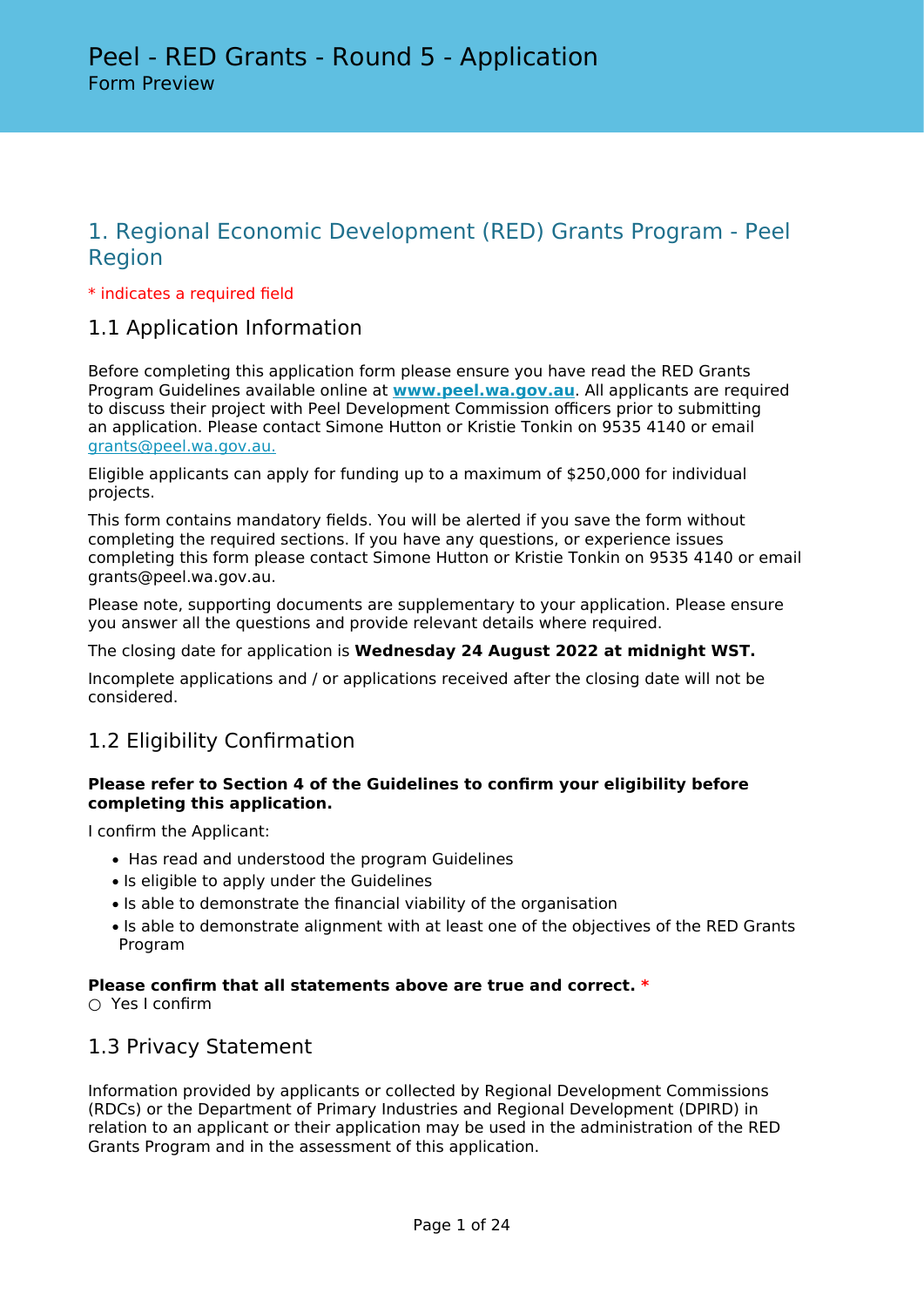# Peel - RED Grants - Round 5 - Application

Form Preview

## 1. Regional Economic Development (RED) Grants Program - Peel Region

* indicates a required field

### 1.1 Application Information

Before completing this application form please ensure you have read the RED Grants Program Guidelines available online at **www.peel.wa.gov.au**. All applicants are required to discuss their project with Peel Development Commission officers prior to submitting an application. Please contact Simone Hutton or Kristie Tonkin on 9535 4140 or email grants@peel.wa.gov.au.

Eligible applicants can apply for funding up to a maximum of $250,000 for individual projects.

This form contains mandatory fields. You will be alerted if you save the form without completing the required sections. If you have any questions, or experience issues completing this form please contact Simone Hutton or Kristie Tonkin on 9535 4140 or email grants@peel.wa.gov.au.

Please note, supporting documents are supplementary to your application. Please ensure you answer all the questions and provide relevant details where required.

The closing date for application is **Wednesday 24 August 2022 at midnight WST.**

Incomplete applications and / or applications received after the closing date will not be considered.

### 1.2 Eligibility Confirmation

**Please refer to Section 4 of the Guidelines to confirm your eligibility before completing this application.**

I confirm the Applicant:

- Has read and understood the program Guidelines
- Is eligible to apply under the Guidelines
- Is able to demonstrate the financial viability of the organisation
- Is able to demonstrate alignment with at least one of the objectives of the RED Grants Program

**Please confirm that all statements above are true and correct.** *

○ Yes I confirm

### 1.3 Privacy Statement

Information provided by applicants or collected by Regional Development Commissions (RDCs) or the Department of Primary Industries and Regional Development (DPIRD) in relation to an applicant or their application may be used in the administration of the RED Grants Program and in the assessment of this application.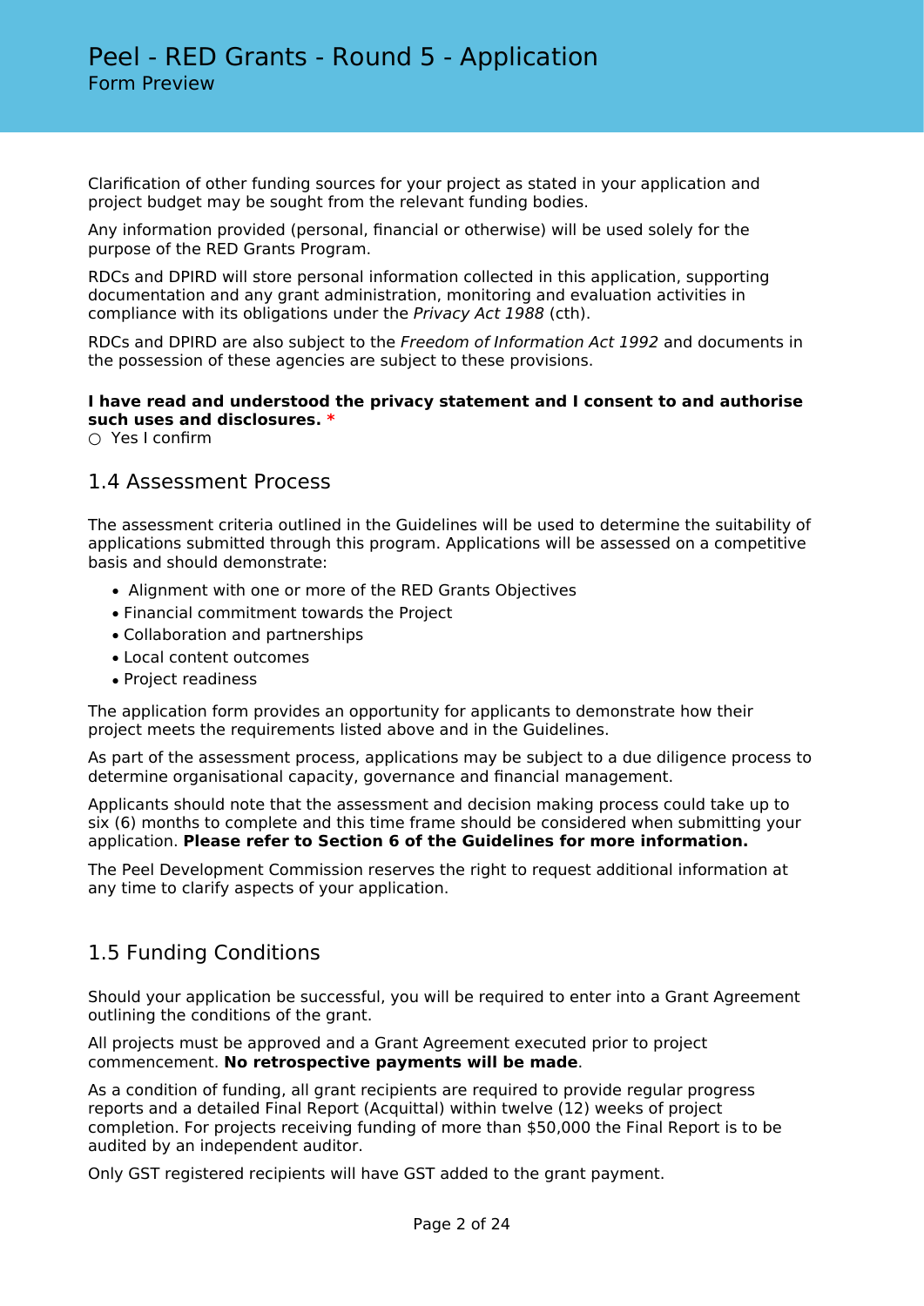Clarification of other funding sources for your project as stated in your application and project budget may be sought from the relevant funding bodies.

Any information provided (personal, financial or otherwise) will be used solely for the purpose of the RED Grants Program.

RDCs and DPIRD will store personal information collected in this application, supporting documentation and any grant administration, monitoring and evaluation activities in compliance with its obligations under the *Privacy Act 1988* (cth).

RDCs and DPIRD are also subject to the *Freedom of Information Act 1992* and documents in the possession of these agencies are subject to these provisions.

**I have read and understood the privacy statement and I consent to and authorise such uses and disclosures.** *

○ Yes I confirm

## 1.4 Assessment Process

The assessment criteria outlined in the Guidelines will be used to determine the suitability of applications submitted through this program. Applications will be assessed on a competitive basis and should demonstrate:

- Alignment with one or more of the RED Grants Objectives
- Financial commitment towards the Project
- Collaboration and partnerships
- Local content outcomes
- Project readiness

The application form provides an opportunity for applicants to demonstrate how their project meets the requirements listed above and in the Guidelines.

As part of the assessment process, applications may be subject to a due diligence process to determine organisational capacity, governance and financial management.

Applicants should note that the assessment and decision making process could take up to six (6) months to complete and this time frame should be considered when submitting your application. **Please refer to Section 6 of the Guidelines for more information.**

The Peel Development Commission reserves the right to request additional information at any time to clarify aspects of your application.

## 1.5 Funding Conditions

Should your application be successful, you will be required to enter into a Grant Agreement outlining the conditions of the grant.

All projects must be approved and a Grant Agreement executed prior to project commencement. **No retrospective payments will be made**.

As a condition of funding, all grant recipients are required to provide regular progress reports and a detailed Final Report (Acquittal) within twelve (12) weeks of project completion. For projects receiving funding of more than $50,000 the Final Report is to be audited by an independent auditor.

Only GST registered recipients will have GST added to the grant payment.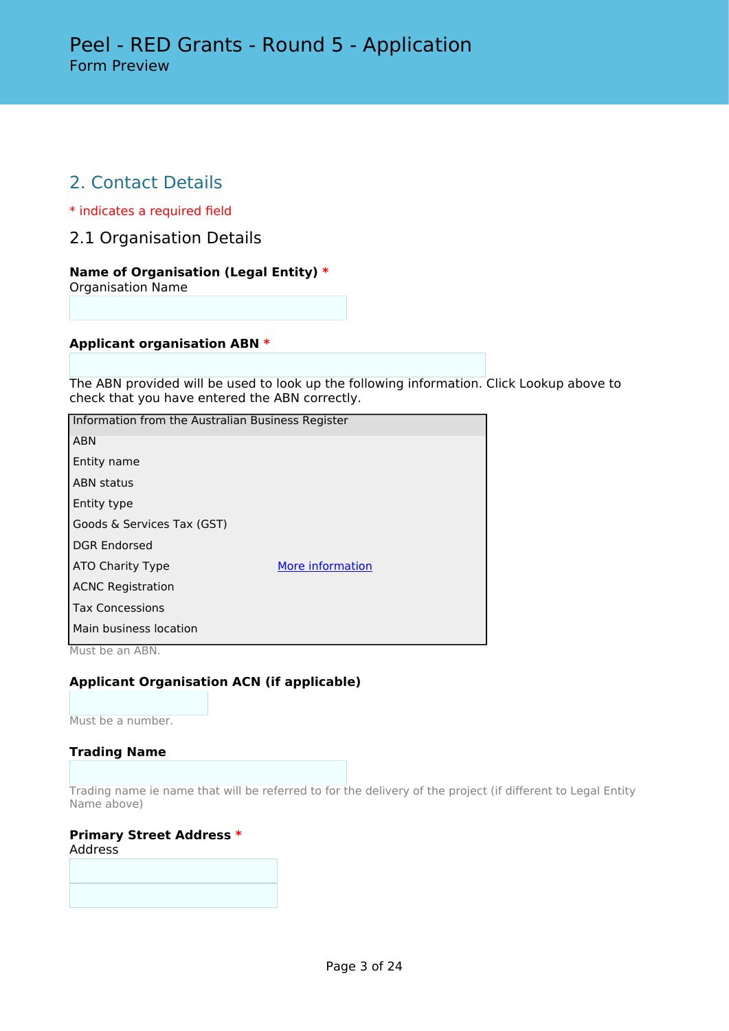# Peel - RED Grants - Round 5 - Application

Form Preview

## 2. Contact Details

* indicates a required field

### 2.1 Organisation Details

**Name of Organisation (Legal Entity) ***
Organisation Name

**Applicant organisation ABN ***

The ABN provided will be used to look up the following information. Click Lookup above to check that you have entered the ABN correctly.

| Information from the Australian Business Register | |
|---|---|
| ABN | |
| Entity name | |
| ABN status | |
| Entity type | |
| Goods & Services Tax (GST) | |
| DGR Endorsed | |
| ATO Charity Type | More information |
| ACNC Registration | |
| Tax Concessions | |
| Main business location | |

Must be an ABN.

**Applicant Organisation ACN (if applicable)**

Must be a number.

**Trading Name**

Trading name ie name that will be referred to for the delivery of the project (if different to Legal Entity Name above)

**Primary Street Address ***
Address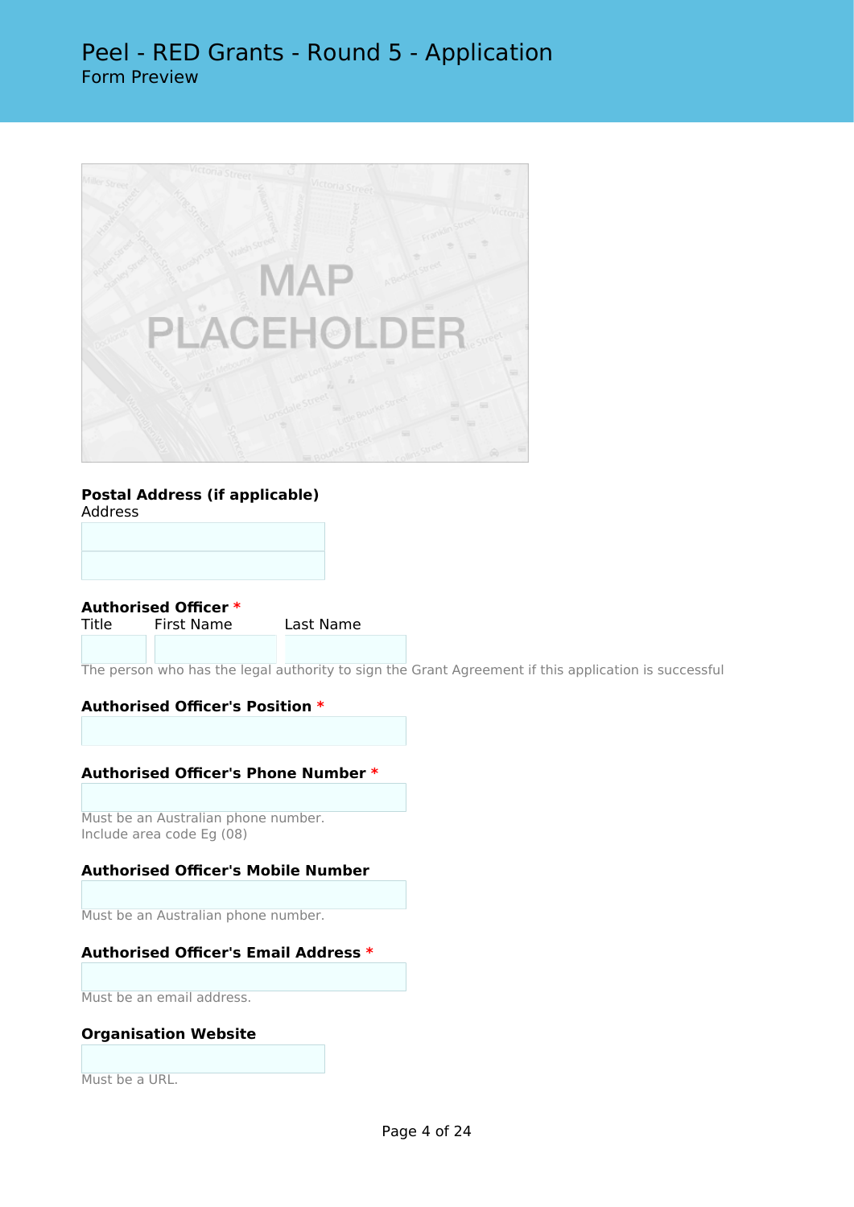**Postal Address (if applicable)**
Address

**Authorised Officer** *
Title First Name Last Name

The person who has the legal authority to sign the Grant Agreement if this application is successful

**Authorised Officer's Position** *

**Authorised Officer's Phone Number** *

Must be an Australian phone number.
Include area code Eg (08)

**Authorised Officer's Mobile Number**

Must be an Australian phone number.

**Authorised Officer's Email Address** *

Must be an email address.

**Organisation Website**

Must be a URL.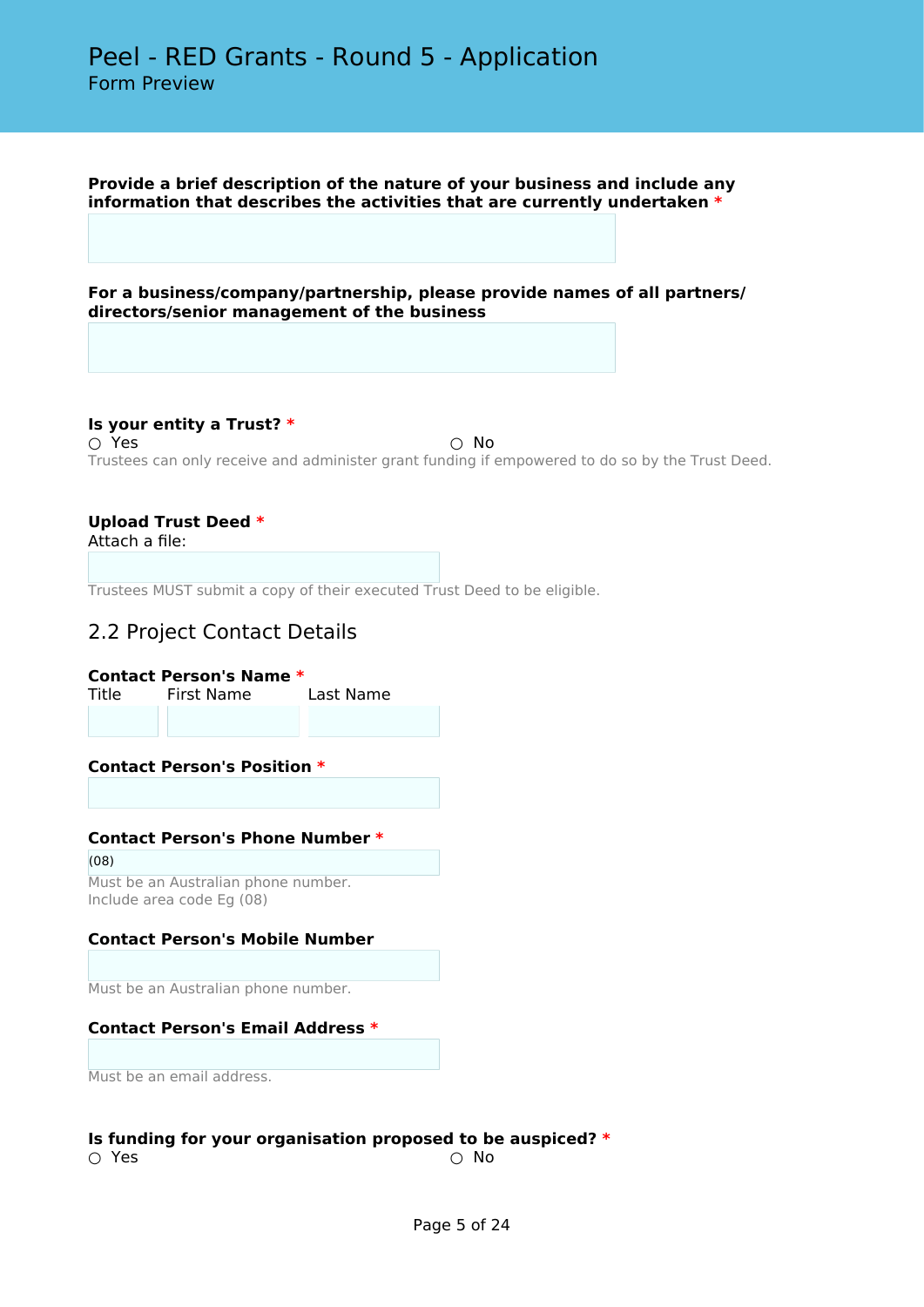# Peel - RED Grants - Round 5 - Application

Form Preview

**Provide a brief description of the nature of your business and include any information that describes the activities that are currently undertaken** *

**For a business/company/partnership, please provide names of all partners/ directors/senior management of the business**

**Is your entity a Trust?** *

○ Yes ○ No

Trustees can only receive and administer grant funding if empowered to do so by the Trust Deed.

**Upload Trust Deed** *

Attach a file:

Trustees MUST submit a copy of their executed Trust Deed to be eligible.

## 2.2 Project Contact Details

**Contact Person's Name** *

Title First Name Last Name

**Contact Person's Position** *

**Contact Person's Phone Number** *

(08)

Must be an Australian phone number.
Include area code Eg (08)

**Contact Person's Mobile Number**

Must be an Australian phone number.

**Contact Person's Email Address** *

Must be an email address.

**Is funding for your organisation proposed to be auspiced?** *

○ Yes ○ No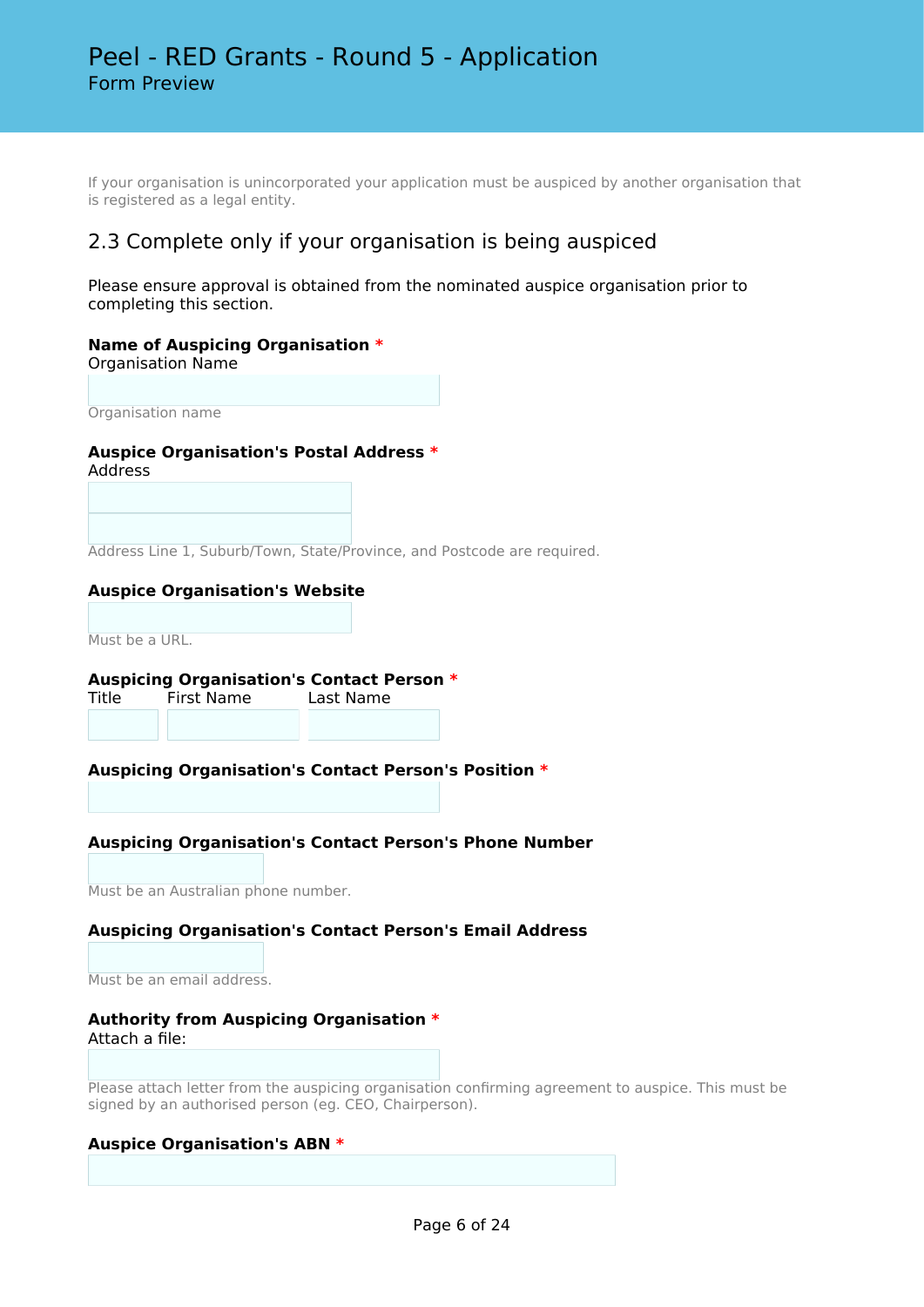If your organisation is unincorporated your application must be auspiced by another organisation that is registered as a legal entity.

## 2.3 Complete only if your organisation is being auspiced

Please ensure approval is obtained from the nominated auspice organisation prior to completing this section.

**Name of Auspicing Organisation** *
Organisation Name

Organisation name

**Auspice Organisation's Postal Address** *
Address

Address Line 1, Suburb/Town, State/Province, and Postcode are required.

**Auspice Organisation's Website**

Must be a URL.

**Auspicing Organisation's Contact Person** *
Title    First Name    Last Name

**Auspicing Organisation's Contact Person's Position** *

**Auspicing Organisation's Contact Person's Phone Number**

Must be an Australian phone number.

**Auspicing Organisation's Contact Person's Email Address**

Must be an email address.

**Authority from Auspicing Organisation** *
Attach a file:

Please attach letter from the auspicing organisation confirming agreement to auspice. This must be signed by an authorised person (eg. CEO, Chairperson).

**Auspice Organisation's ABN** *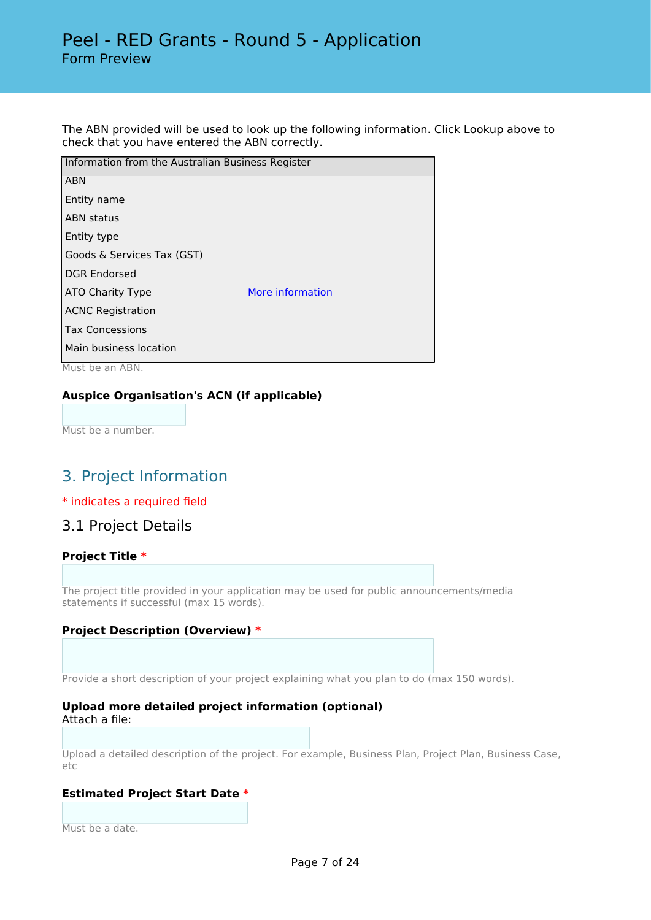The ABN provided will be used to look up the following information. Click Lookup above to check that you have entered the ABN correctly.

| Information from the Australian Business Register | |
|---|---|
| ABN | |
| Entity name | |
| ABN status | |
| Entity type | |
| Goods & Services Tax (GST) | |
| DGR Endorsed | |
| ATO Charity Type | More information |
| ACNC Registration | |
| Tax Concessions | |
| Main business location | |

Must be an ABN.

**Auspice Organisation's ACN (if applicable)**

Must be a number.

## 3. Project Information

* indicates a required field

### 3.1 Project Details

**Project Title** *

The project title provided in your application may be used for public announcements/media statements if successful (max 15 words).

**Project Description (Overview)** *

Provide a short description of your project explaining what you plan to do (max 150 words).

**Upload more detailed project information (optional)**
Attach a file:

Upload a detailed description of the project. For example, Business Plan, Project Plan, Business Case, etc

**Estimated Project Start Date** *

Must be a date.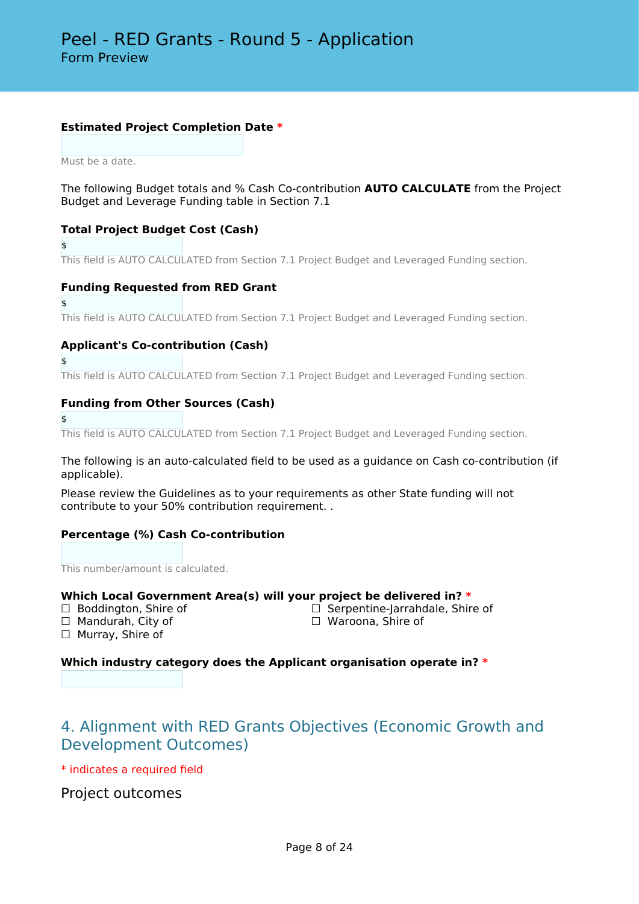**Estimated Project Completion Date** *

Must be a date.

The following Budget totals and % Cash Co-contribution **AUTO CALCULATE** from the Project Budget and Leverage Funding table in Section 7.1

**Total Project Budget Cost (Cash)**

$

This field is AUTO CALCULATED from Section 7.1 Project Budget and Leveraged Funding section.

**Funding Requested from RED Grant**

$

This field is AUTO CALCULATED from Section 7.1 Project Budget and Leveraged Funding section.

**Applicant's Co-contribution (Cash)**

$

This field is AUTO CALCULATED from Section 7.1 Project Budget and Leveraged Funding section.

**Funding from Other Sources (Cash)**

$

This field is AUTO CALCULATED from Section 7.1 Project Budget and Leveraged Funding section.

The following is an auto-calculated field to be used as a guidance on Cash co-contribution (if applicable).

Please review the Guidelines as to your requirements as other State funding will not contribute to your 50% contribution requirement. .

**Percentage (%) Cash Co-contribution**

This number/amount is calculated.

**Which Local Government Area(s) will your project be delivered in?** *

- ☐ Boddington, Shire of
- ☐ Mandurah, City of
- ☐ Murray, Shire of
- ☐ Serpentine-Jarrahdale, Shire of
- ☐ Waroona, Shire of

**Which industry category does the Applicant organisation operate in?** *

## 4. Alignment with RED Grants Objectives (Economic Growth and Development Outcomes)

* indicates a required field

### Project outcomes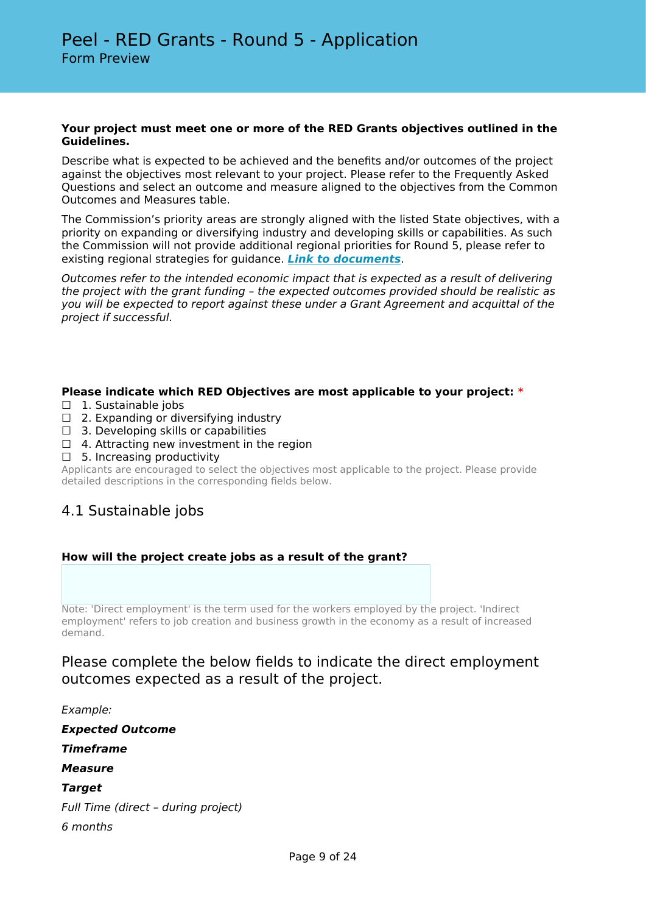# Peel - RED Grants - Round 5 - Application

Form Preview

**Your project must meet one or more of the RED Grants objectives outlined in the Guidelines.**

Describe what is expected to be achieved and the benefits and/or outcomes of the project against the objectives most relevant to your project. Please refer to the Frequently Asked Questions and select an outcome and measure aligned to the objectives from the Common Outcomes and Measures table.

The Commission's priority areas are strongly aligned with the listed State objectives, with a priority on expanding or diversifying industry and developing skills or capabilities. As such the Commission will not provide additional regional priorities for Round 5, please refer to existing regional strategies for guidance. ***Link to documents***.

*Outcomes refer to the intended economic impact that is expected as a result of delivering the project with the grant funding – the expected outcomes provided should be realistic as you will be expected to report against these under a Grant Agreement and acquittal of the project if successful.*

**Please indicate which RED Objectives are most applicable to your project:** *

- ☐ 1. Sustainable jobs
- ☐ 2. Expanding or diversifying industry
- ☐ 3. Developing skills or capabilities
- ☐ 4. Attracting new investment in the region
- ☐ 5. Increasing productivity

Applicants are encouraged to select the objectives most applicable to the project. Please provide detailed descriptions in the corresponding fields below.

## 4.1 Sustainable jobs

**How will the project create jobs as a result of the grant?**

Note: 'Direct employment' is the term used for the workers employed by the project. 'Indirect employment' refers to job creation and business growth in the economy as a result of increased demand.

## Please complete the below fields to indicate the direct employment outcomes expected as a result of the project.

*Example:*

***Expected Outcome***

***Timeframe***

***Measure***

***Target***

*Full Time (direct – during project)*

*6 months*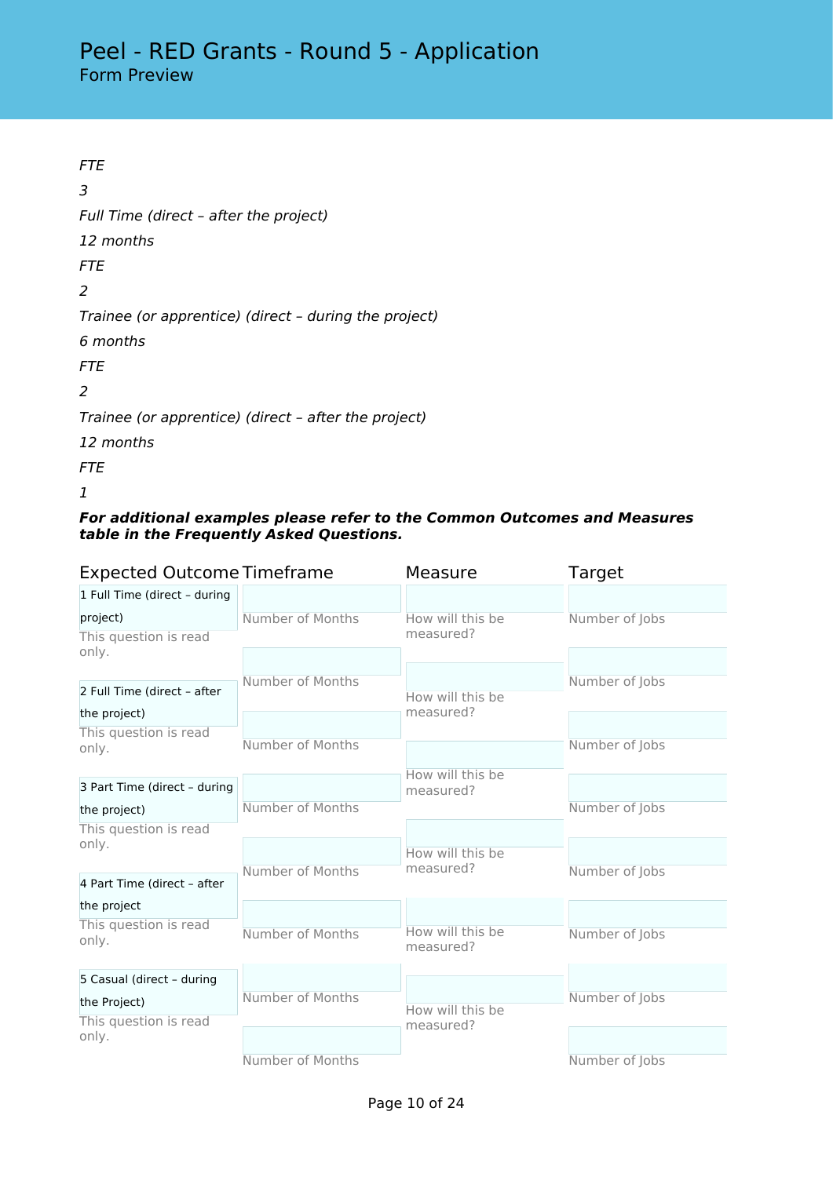*FTE*

*3*

*Full Time (direct – after the project)*

*12 months*

*FTE*

*2*

*Trainee (or apprentice) (direct – during the project)*

*6 months*

*FTE*

*2*

*Trainee (or apprentice) (direct – after the project)*

*12 months*

*FTE*

*1*

***For additional examples please refer to the Common Outcomes and Measures table in the Frequently Asked Questions.***

| Expected Outcome | Timeframe | Measure | Target |
|---|---|---|---|
| 1 Full Time (direct – during project)<br>This question is read only. | Number of Months | How will this be measured? | Number of Jobs |
| 2 Full Time (direct – after the project)<br>This question is read only. | Number of Months | How will this be measured? | Number of Jobs |
| 3 Part Time (direct – during the project)<br>This question is read only. | Number of Months | How will this be measured? | Number of Jobs |
| 4 Part Time (direct – after the project<br>This question is read only. | Number of Months | How will this be measured? | Number of Jobs |
| 5 Casual (direct – during the Project)<br>This question is read only. | Number of Months | How will this be measured? | Number of Jobs |
| | Number of Months | | Number of Jobs |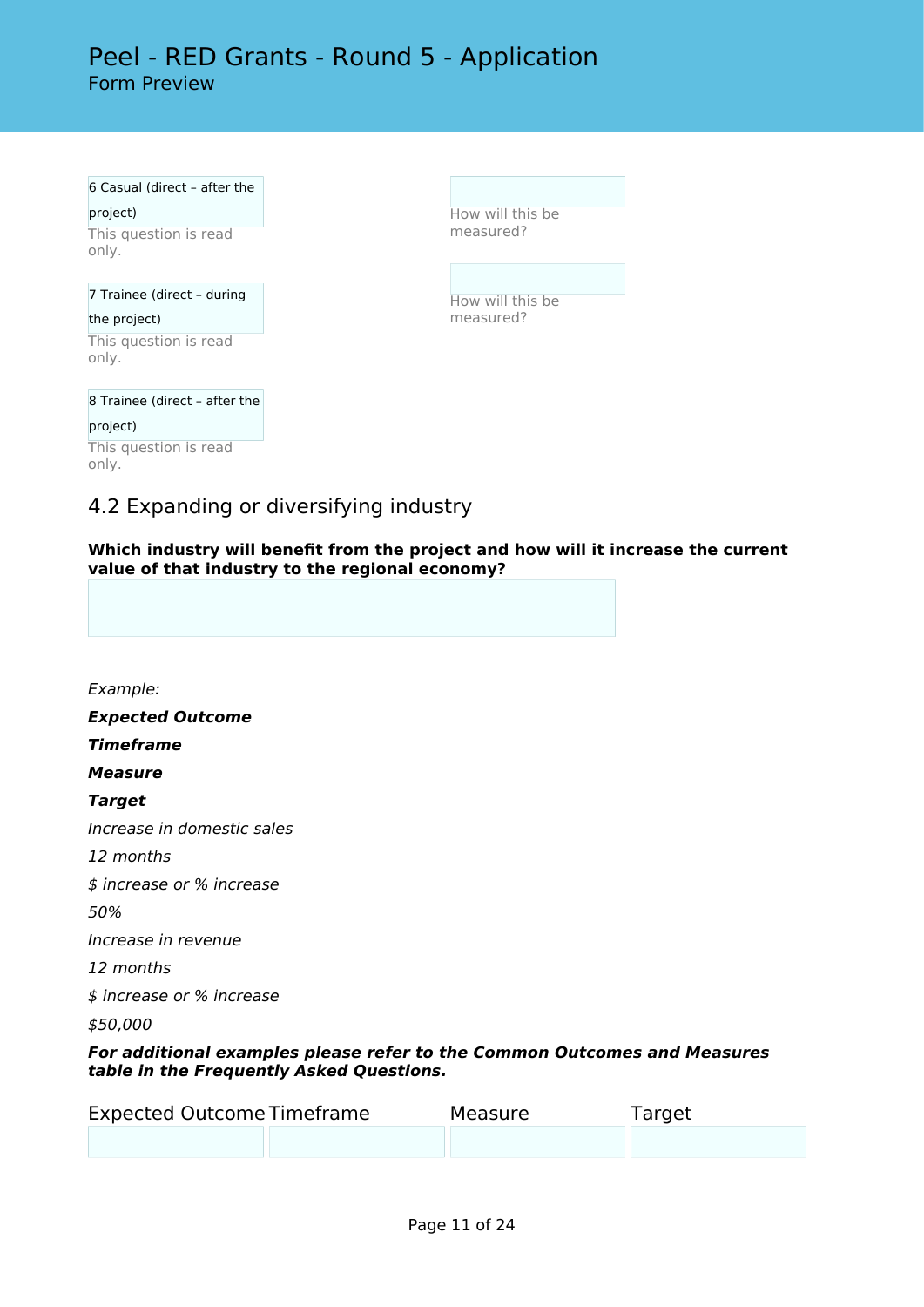6 Casual (direct – after the project)

This question is read only.

How will this be measured?

7 Trainee (direct – during the project)

This question is read only.

How will this be measured?

8 Trainee (direct – after the project)

This question is read only.

## 4.2 Expanding or diversifying industry

**Which industry will benefit from the project and how will it increase the current value of that industry to the regional economy?**

*Example:*

***Expected Outcome***

***Timeframe***

***Measure***

***Target***

*Increase in domestic sales*

*12 months*

*$ increase or % increase*

*50%*

*Increase in revenue*

*12 months*

*$ increase or % increase*

*$50,000*

***For additional examples please refer to the Common Outcomes and Measures table in the Frequently Asked Questions.***

| Expected Outcome | Timeframe | Measure | Target |
|---|---|---|---|
| | | | |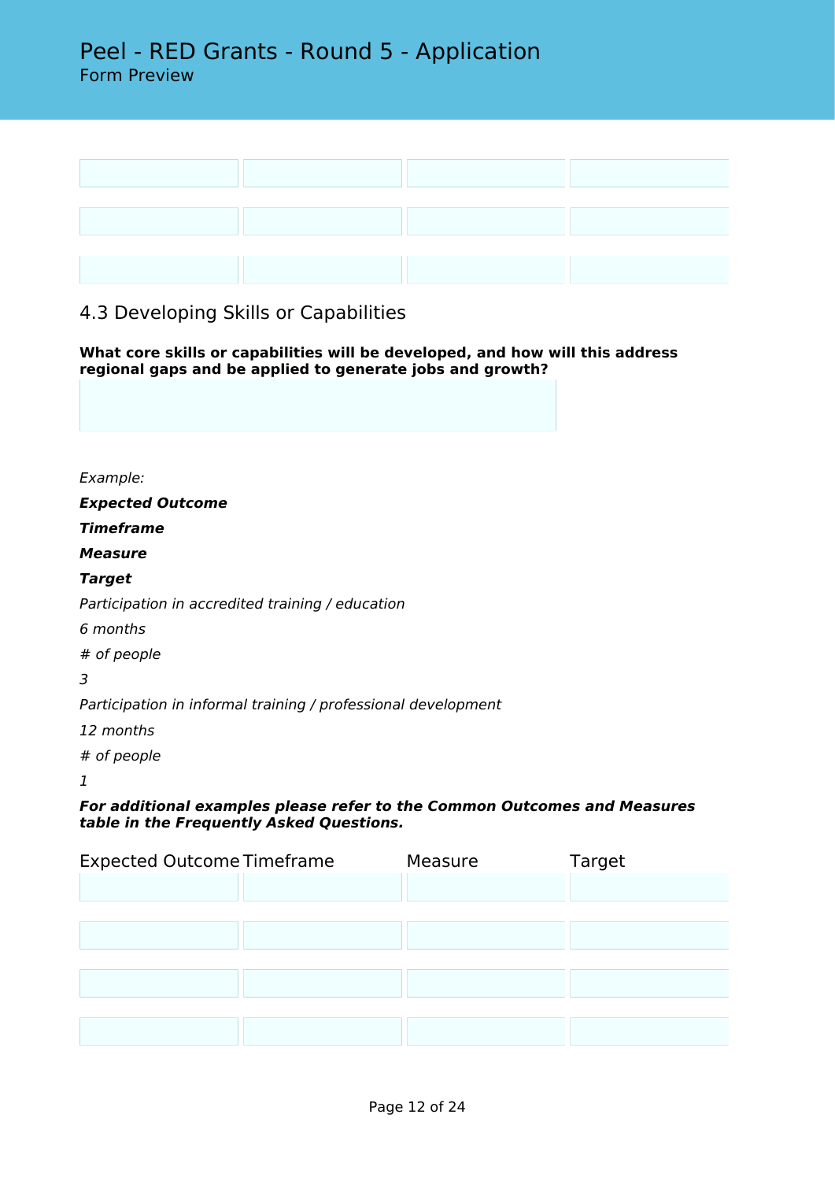| | | | |
|---|---|---|---|
| | | | |
| | | | |
| | | | |

## 4.3 Developing Skills or Capabilities

**What core skills or capabilities will be developed, and how will this address regional gaps and be applied to generate jobs and growth?**

*Example:*

***Expected Outcome***

***Timeframe***

***Measure***

***Target***

*Participation in accredited training / education*

*6 months*

*# of people*

*3*

*Participation in informal training / professional development*

*12 months*

*# of people*

*1*

***For additional examples please refer to the Common Outcomes and Measures table in the Frequently Asked Questions.***

| Expected Outcome | Timeframe | Measure | Target |
|---|---|---|---|
| | | | |
| | | | |
| | | | |
| | | | |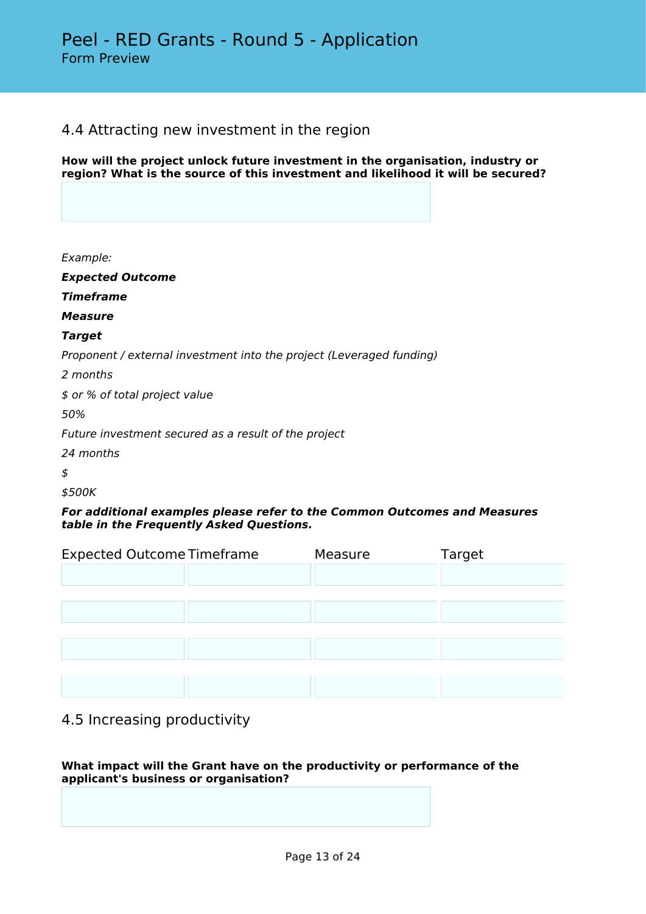## 4.4 Attracting new investment in the region

**How will the project unlock future investment in the organisation, industry or region? What is the source of this investment and likelihood it will be secured?**

*Example:*

***Expected Outcome***

***Timeframe***

***Measure***

***Target***

*Proponent / external investment into the project (Leveraged funding)*

*2 months*

*$ or % of total project value*

*50%*

*Future investment secured as a result of the project*

*24 months*

*$*

*$500K*

***For additional examples please refer to the Common Outcomes and Measures table in the Frequently Asked Questions.***

| Expected Outcome | Timeframe | Measure | Target |
|---|---|---|---|
| | | | |
| | | | |
| | | | |
| | | | |

## 4.5 Increasing productivity

**What impact will the Grant have on the productivity or performance of the applicant's business or organisation?**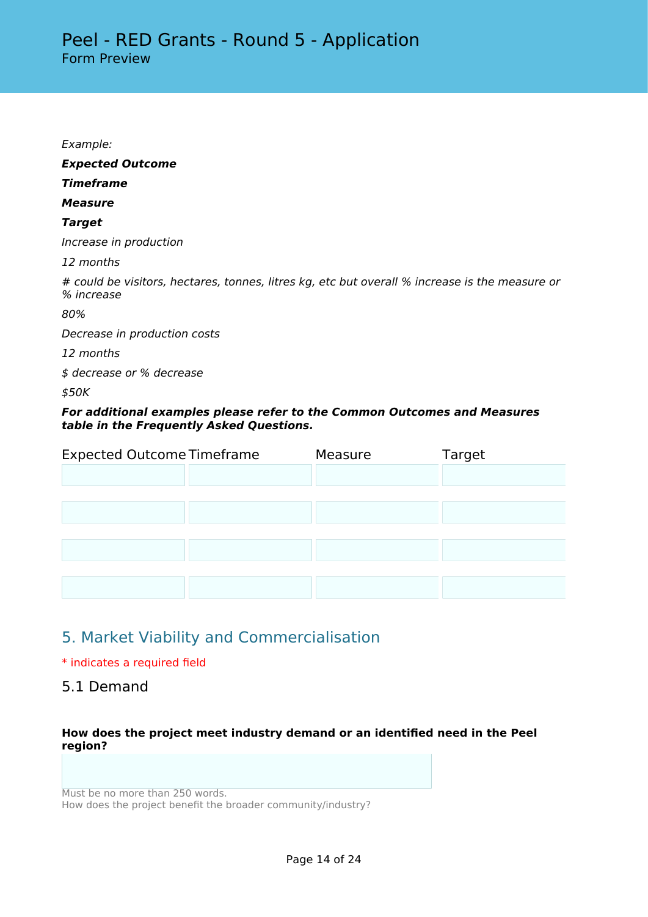*Example:*

***Expected Outcome***

***Timeframe***

***Measure***

***Target***

*Increase in production*

*12 months*

*# could be visitors, hectares, tonnes, litres kg, etc but overall % increase is the measure or % increase*

*80%*

*Decrease in production costs*

*12 months*

*$ decrease or % decrease*

*$50K*

***For additional examples please refer to the Common Outcomes and Measures table in the Frequently Asked Questions.***

| Expected Outcome | Timeframe | Measure | Target |
|---|---|---|---|
| | | | |
| | | | |
| | | | |
| | | | |

## 5. Market Viability and Commercialisation

\* indicates a required field

### 5.1 Demand

**How does the project meet industry demand or an identified need in the Peel region?**

Must be no more than 250 words.
How does the project benefit the broader community/industry?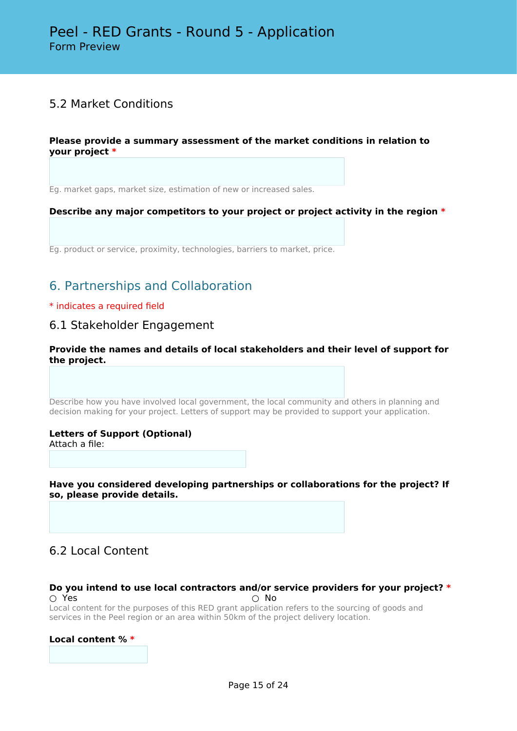### 5.2 Market Conditions

**Please provide a summary assessment of the market conditions in relation to your project** *

Eg. market gaps, market size, estimation of new or increased sales.

**Describe any major competitors to your project or project activity in the region** *

Eg. product or service, proximity, technologies, barriers to market, price.

## 6. Partnerships and Collaboration

* indicates a required field

### 6.1 Stakeholder Engagement

**Provide the names and details of local stakeholders and their level of support for the project.**

Describe how you have involved local government, the local community and others in planning and decision making for your project. Letters of support may be provided to support your application.

**Letters of Support (Optional)**
Attach a file:

**Have you considered developing partnerships or collaborations for the project? If so, please provide details.**

### 6.2 Local Content

**Do you intend to use local contractors and/or service providers for your project?** *

○ Yes ○ No

Local content for the purposes of this RED grant application refers to the sourcing of goods and services in the Peel region or an area within 50km of the project delivery location.

**Local content %** *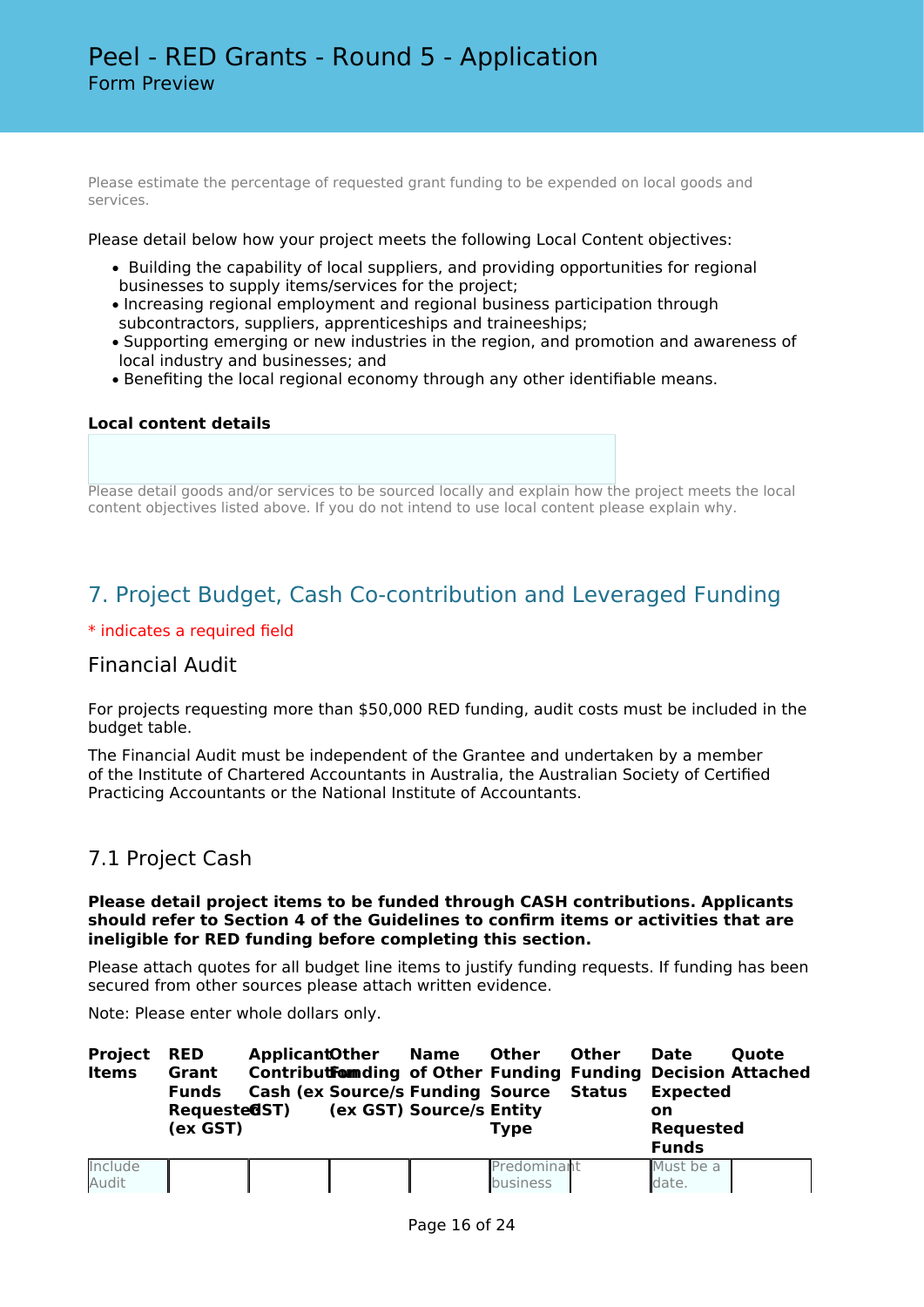Please estimate the percentage of requested grant funding to be expended on local goods and services.

Please detail below how your project meets the following Local Content objectives:

- Building the capability of local suppliers, and providing opportunities for regional businesses to supply items/services for the project;
- Increasing regional employment and regional business participation through subcontractors, suppliers, apprenticeships and traineeships;
- Supporting emerging or new industries in the region, and promotion and awareness of local industry and businesses; and
- Benefiting the local regional economy through any other identifiable means.

**Local content details**

Please detail goods and/or services to be sourced locally and explain how the project meets the local content objectives listed above. If you do not intend to use local content please explain why.

## 7. Project Budget, Cash Co-contribution and Leveraged Funding

\* indicates a required field

### Financial Audit

For projects requesting more than $50,000 RED funding, audit costs must be included in the budget table.

The Financial Audit must be independent of the Grantee and undertaken by a member of the Institute of Chartered Accountants in Australia, the Australian Society of Certified Practicing Accountants or the National Institute of Accountants.

### 7.1 Project Cash

**Please detail project items to be funded through CASH contributions. Applicants should refer to Section 4 of the Guidelines to confirm items or activities that are ineligible for RED funding before completing this section.**

Please attach quotes for all budget line items to justify funding requests. If funding has been secured from other sources please attach written evidence.

Note: Please enter whole dollars only.

| Project Items | RED Grant Funds Requested (ex GST) | Applicant Contribution Cash (ex GST) | Other Funding Source/s (ex GST) | Name of Other Funding Source/s | Other Funding Source Entity Type | Other Funding Status | Date Decision Expected on Requested Funds | Quote Attached |
|---|---|---|---|---|---|---|---|---|
| Include Audit | | | | | Predominant business | | Must be a date. | |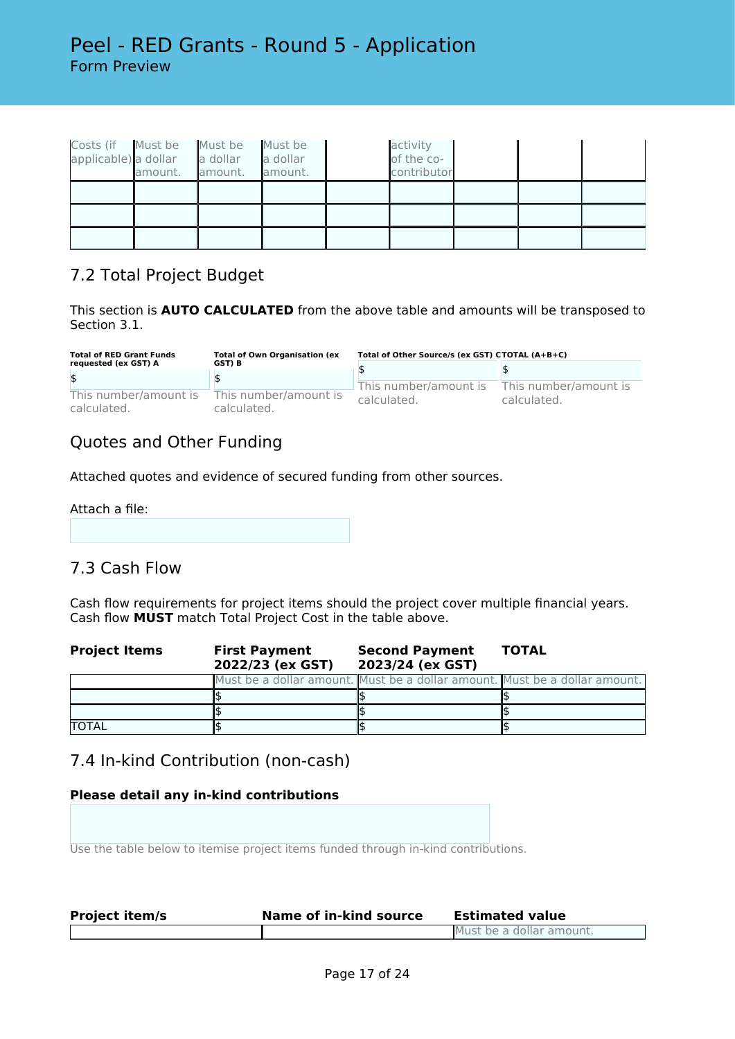| Costs (if applicable) | Must be a dollar amount. | Must be a dollar amount. | Must be a dollar amount. | | activity of the co-contributor | | | |
|---|---|---|---|---|---|---|---|---|
| | | | | | | | | |
| | | | | | | | | |
| | | | | | | | | |

## 7.2 Total Project Budget

This section is **AUTO CALCULATED** from the above table and amounts will be transposed to Section 3.1.

| Total of RED Grant Funds requested (ex GST) A | Total of Own Organisation (ex GST) B | Total of Other Source/s (ex GST) C | TOTAL (A+B+C) |
|---|---|---|---|
| $ | $ | $ | $ |
| This number/amount is calculated. | This number/amount is calculated. | This number/amount is calculated. | This number/amount is calculated. |

## Quotes and Other Funding

Attached quotes and evidence of secured funding from other sources.

Attach a file:

## 7.3 Cash Flow

Cash flow requirements for project items should the project cover multiple financial years. Cash flow **MUST** match Total Project Cost in the table above.

| Project Items | First Payment 2022/23 (ex GST) | Second Payment 2023/24 (ex GST) | TOTAL |
|---|---|---|---|
| | Must be a dollar amount. | Must be a dollar amount. | Must be a dollar amount. |
| | $ | $ | $ |
| | $ | $ | $ |
| TOTAL | $ | $ | $ |

## 7.4 In-kind Contribution (non-cash)

**Please detail any in-kind contributions**

Use the table below to itemise project items funded through in-kind contributions.

| Project item/s | Name of in-kind source | Estimated value |
|---|---|---|
| | | Must be a dollar amount. |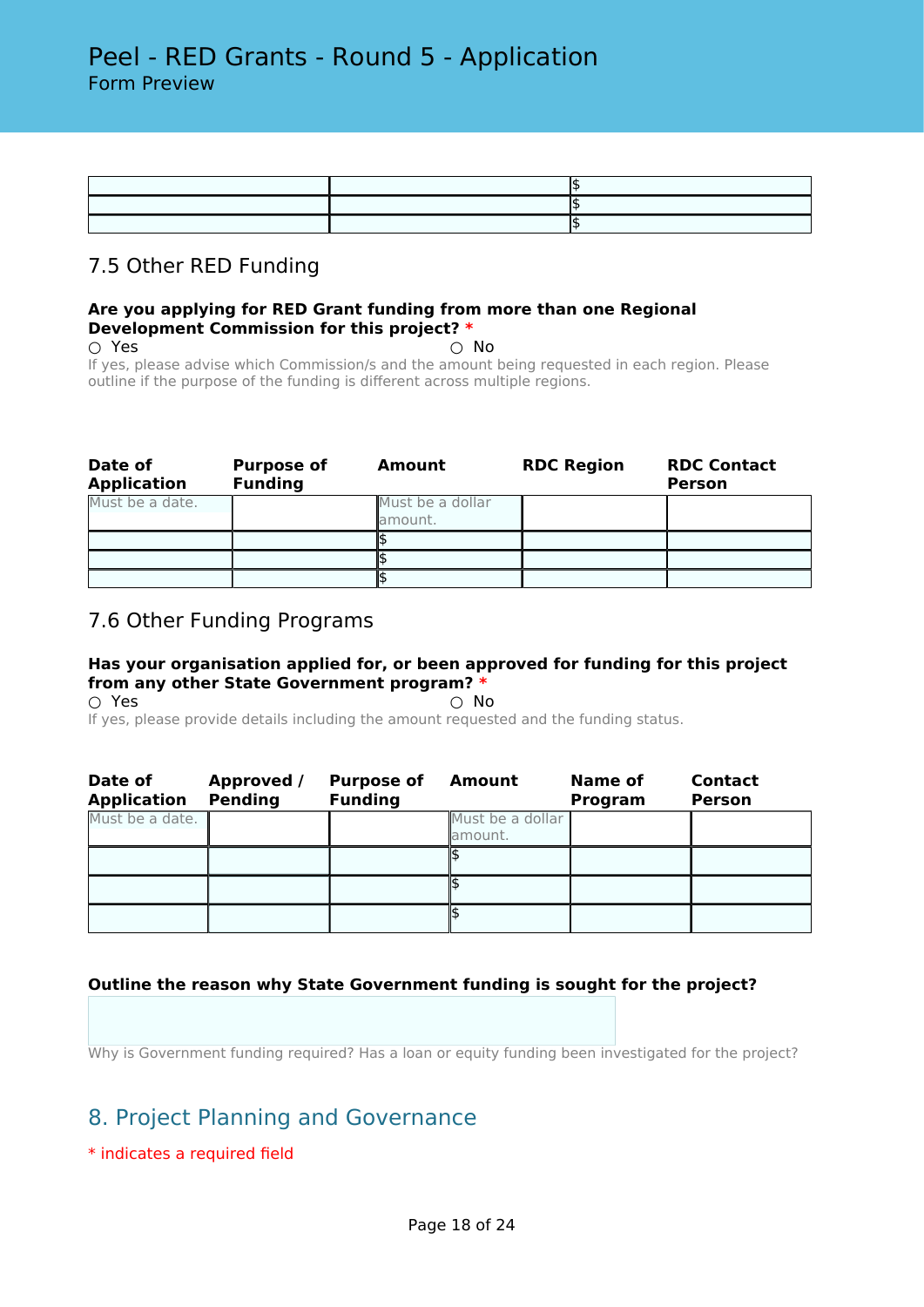| | | |
|---|---|---|
| | | $ |
| | | $ |
| | | $ |

## 7.5 Other RED Funding

**Are you applying for RED Grant funding from more than one Regional Development Commission for this project? ***

○ Yes ○ No

If yes, please advise which Commission/s and the amount being requested in each region. Please outline if the purpose of the funding is different across multiple regions.

| Date of Application | Purpose of Funding | Amount | RDC Region | RDC Contact Person |
|---|---|---|---|---|
| Must be a date. | | Must be a dollar amount. | | |
| | | $ | | |
| | | $ | | |
| | | $ | | |

## 7.6 Other Funding Programs

**Has your organisation applied for, or been approved for funding for this project from any other State Government program? ***

○ Yes ○ No

If yes, please provide details including the amount requested and the funding status.

| Date of Application | Approved / Pending | Purpose of Funding | Amount | Name of Program | Contact Person |
|---|---|---|---|---|---|
| Must be a date. | | | Must be a dollar amount. | | |
| | | | $ | | |
| | | | $ | | |
| | | | $ | | |

**Outline the reason why State Government funding is sought for the project?**

Why is Government funding required? Has a loan or equity funding been investigated for the project?

# 8. Project Planning and Governance

* indicates a required field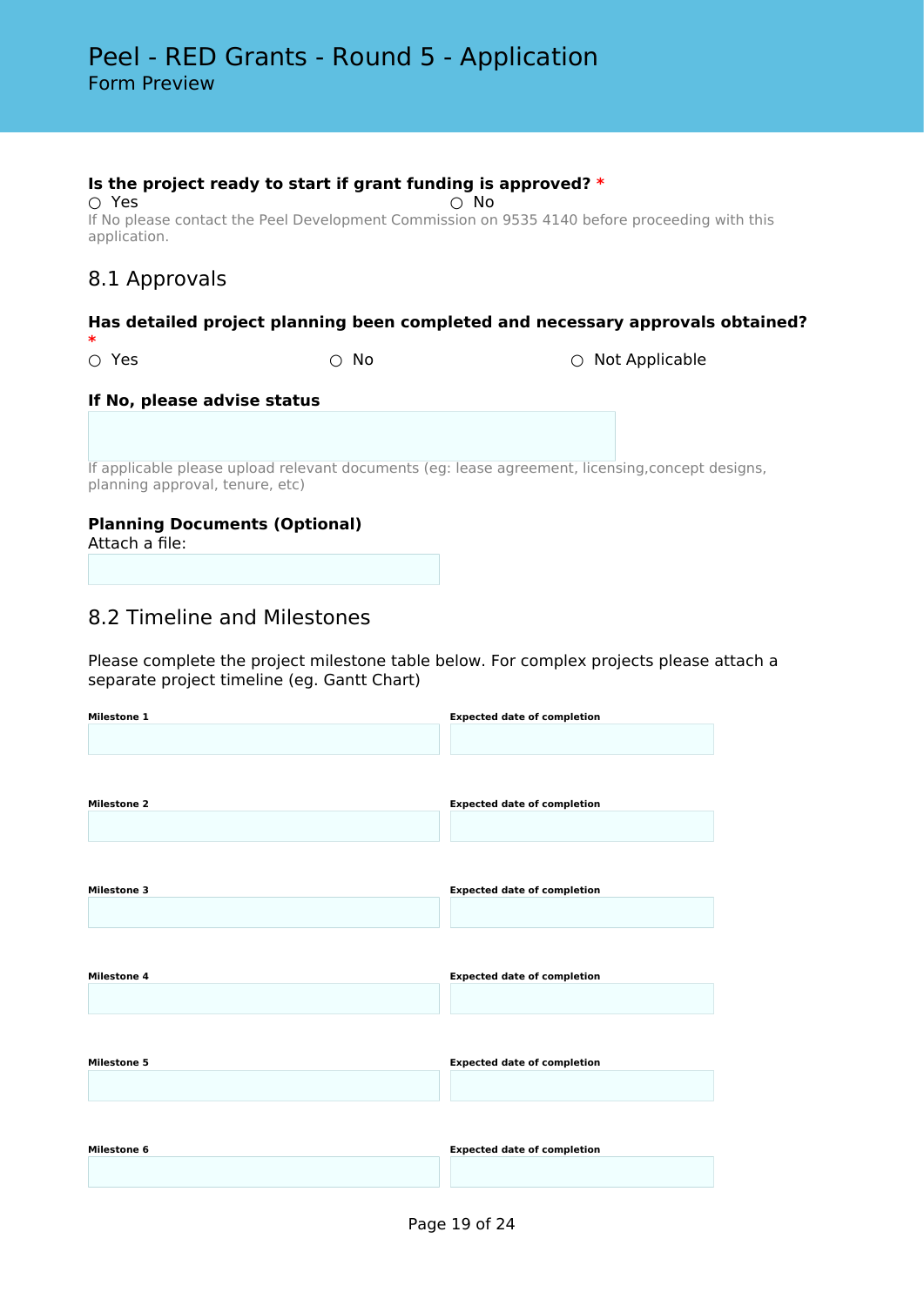# Peel - RED Grants - Round 5 - Application

Form Preview

**Is the project ready to start if grant funding is approved?** *

○ Yes ○ No

If No please contact the Peel Development Commission on 9535 4140 before proceeding with this application.

## 8.1 Approvals

**Has detailed project planning been completed and necessary approvals obtained?** *

○ Yes ○ No ○ Not Applicable

**If No, please advise status**

If applicable please upload relevant documents (eg: lease agreement, licensing,concept designs, planning approval, tenure, etc)

**Planning Documents (Optional)**

Attach a file:

## 8.2 Timeline and Milestones

Please complete the project milestone table below. For complex projects please attach a separate project timeline (eg. Gantt Chart)

| Milestone | Expected date of completion |
| --- | --- |
| **Milestone 1** | |
| **Milestone 2** | |
| **Milestone 3** | |
| **Milestone 4** | |
| **Milestone 5** | |
| **Milestone 6** | |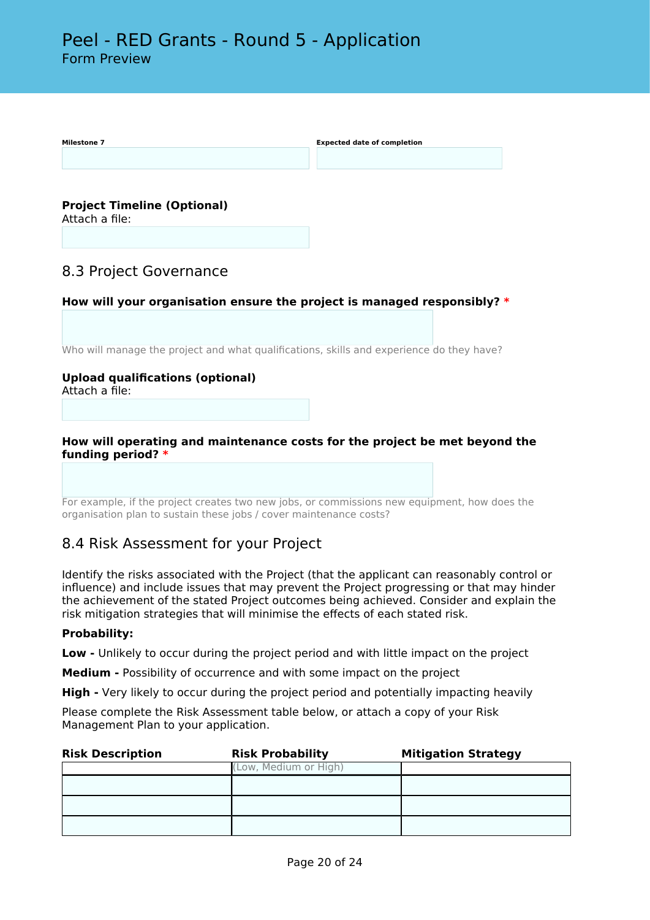**Milestone 7** | **Expected date of completion**

| Milestone 7 | Expected date of completion |
|---|---|
| | |

**Project Timeline (Optional)**
Attach a file:

## 8.3 Project Governance

**How will your organisation ensure the project is managed responsibly? ***

Who will manage the project and what qualifications, skills and experience do they have?

**Upload qualifications (optional)**
Attach a file:

**How will operating and maintenance costs for the project be met beyond the funding period? ***

For example, if the project creates two new jobs, or commissions new equipment, how does the organisation plan to sustain these jobs / cover maintenance costs?

## 8.4 Risk Assessment for your Project

Identify the risks associated with the Project (that the applicant can reasonably control or influence) and include issues that may prevent the Project progressing or that may hinder the achievement of the stated Project outcomes being achieved. Consider and explain the risk mitigation strategies that will minimise the effects of each stated risk.

**Probability:**

**Low -** Unlikely to occur during the project period and with little impact on the project

**Medium -** Possibility of occurrence and with some impact on the project

**High -** Very likely to occur during the project period and potentially impacting heavily

Please complete the Risk Assessment table below, or attach a copy of your Risk Management Plan to your application.

| Risk Description | Risk Probability | Mitigation Strategy |
|---|---|---|
| | (Low, Medium or High) | |
| | | |
| | | |
| | | |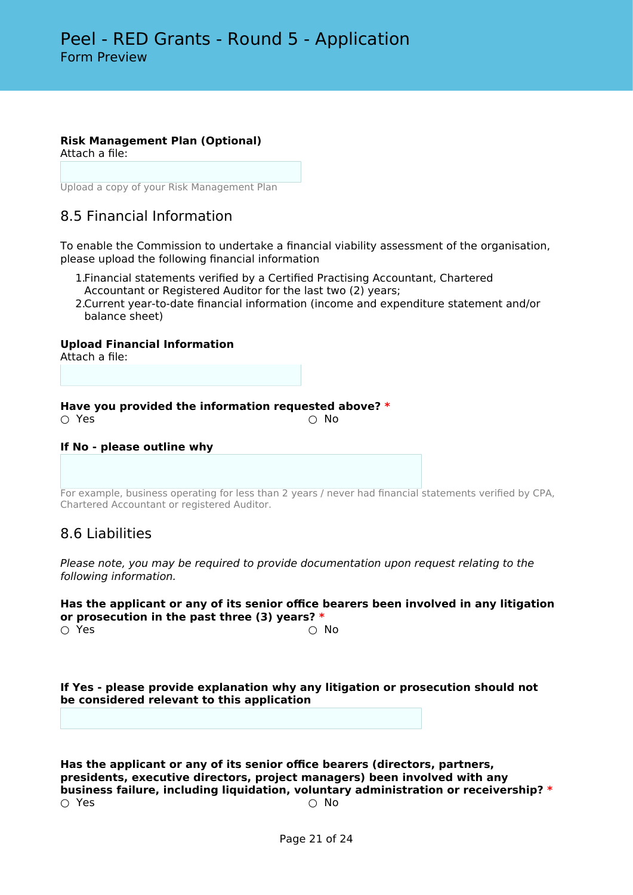**Risk Management Plan (Optional)**
Attach a file:

Upload a copy of your Risk Management Plan

## 8.5 Financial Information

To enable the Commission to undertake a financial viability assessment of the organisation, please upload the following financial information

1. Financial statements verified by a Certified Practising Accountant, Chartered Accountant or Registered Auditor for the last two (2) years;
2. Current year-to-date financial information (income and expenditure statement and/or balance sheet)

**Upload Financial Information**
Attach a file:

**Have you provided the information requested above?** *

○ Yes ○ No

**If No - please outline why**

For example, business operating for less than 2 years / never had financial statements verified by CPA, Chartered Accountant or registered Auditor.

## 8.6 Liabilities

*Please note, you may be required to provide documentation upon request relating to the following information.*

**Has the applicant or any of its senior office bearers been involved in any litigation or prosecution in the past three (3) years?** *

○ Yes ○ No

**If Yes - please provide explanation why any litigation or prosecution should not be considered relevant to this application**

**Has the applicant or any of its senior office bearers (directors, partners, presidents, executive directors, project managers) been involved with any business failure, including liquidation, voluntary administration or receivership?** *

○ Yes ○ No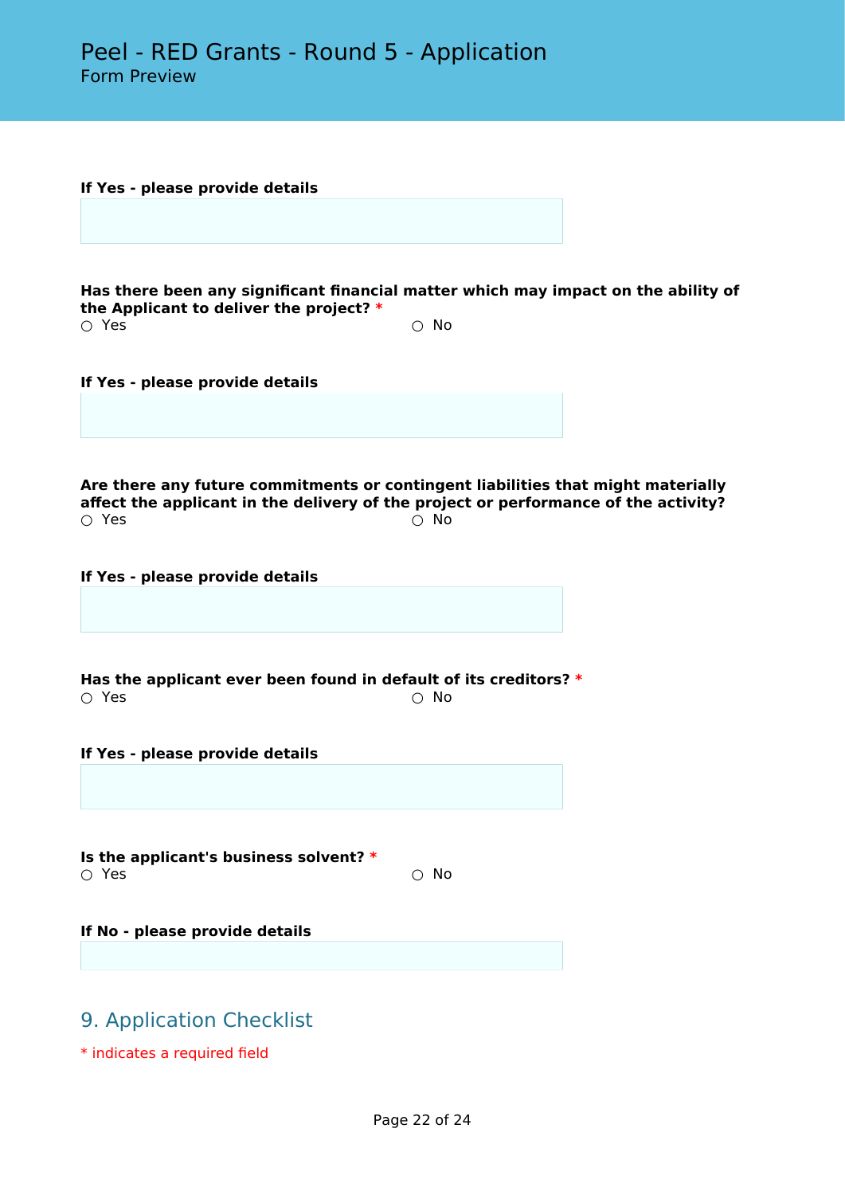**If Yes - please provide details**

**Has there been any significant financial matter which may impact on the ability of the Applicant to deliver the project?** *

○ Yes ○ No

**If Yes - please provide details**

**Are there any future commitments or contingent liabilities that might materially affect the applicant in the delivery of the project or performance of the activity?**

○ Yes ○ No

**If Yes - please provide details**

**Has the applicant ever been found in default of its creditors?** *

○ Yes ○ No

**If Yes - please provide details**

**Is the applicant's business solvent?** *

○ Yes ○ No

**If No - please provide details**

## 9. Application Checklist

* indicates a required field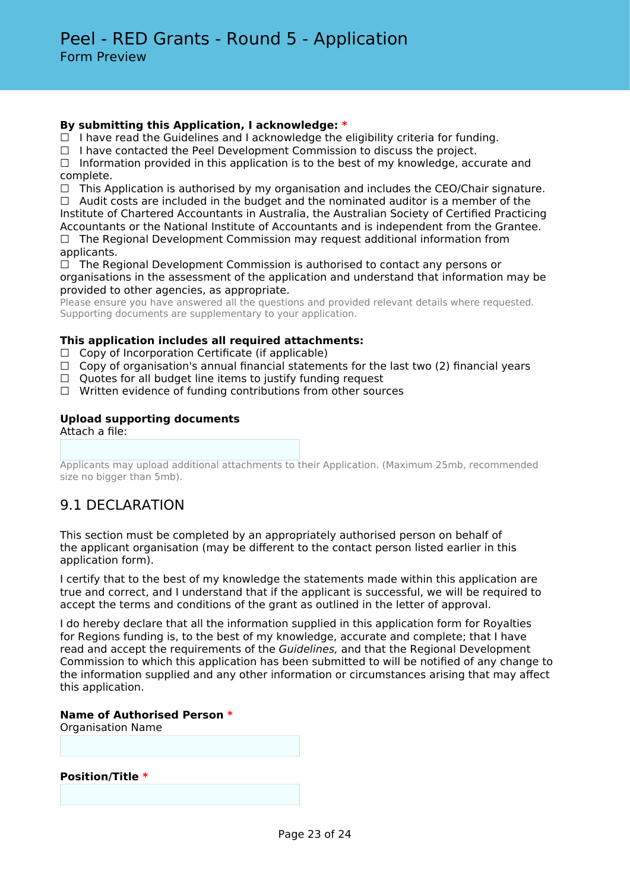# Peel - RED Grants - Round 5 - Application

Form Preview

**By submitting this Application, I acknowledge:** *

☐ I have read the Guidelines and I acknowledge the eligibility criteria for funding.
☐ I have contacted the Peel Development Commission to discuss the project.
☐ Information provided in this application is to the best of my knowledge, accurate and complete.
☐ This Application is authorised by my organisation and includes the CEO/Chair signature.
☐ Audit costs are included in the budget and the nominated auditor is a member of the Institute of Chartered Accountants in Australia, the Australian Society of Certified Practicing Accountants or the National Institute of Accountants and is independent from the Grantee.
☐ The Regional Development Commission may request additional information from applicants.
☐ The Regional Development Commission is authorised to contact any persons or organisations in the assessment of the application and understand that information may be provided to other agencies, as appropriate.

Please ensure you have answered all the questions and provided relevant details where requested. Supporting documents are supplementary to your application.

**This application includes all required attachments:**

☐ Copy of Incorporation Certificate (if applicable)
☐ Copy of organisation's annual financial statements for the last two (2) financial years
☐ Quotes for all budget line items to justify funding request
☐ Written evidence of funding contributions from other sources

**Upload supporting documents**

Attach a file:

Applicants may upload additional attachments to their Application. (Maximum 25mb, recommended size no bigger than 5mb).

## 9.1 DECLARATION

This section must be completed by an appropriately authorised person on behalf of the applicant organisation (may be different to the contact person listed earlier in this application form).

I certify that to the best of my knowledge the statements made within this application are true and correct, and I understand that if the applicant is successful, we will be required to accept the terms and conditions of the grant as outlined in the letter of approval.

I do hereby declare that all the information supplied in this application form for Royalties for Regions funding is, to the best of my knowledge, accurate and complete; that I have read and accept the requirements of the *Guidelines,* and that the Regional Development Commission to which this application has been submitted to will be notified of any change to the information supplied and any other information or circumstances arising that may affect this application.

**Name of Authorised Person** *

Organisation Name

**Position/Title** *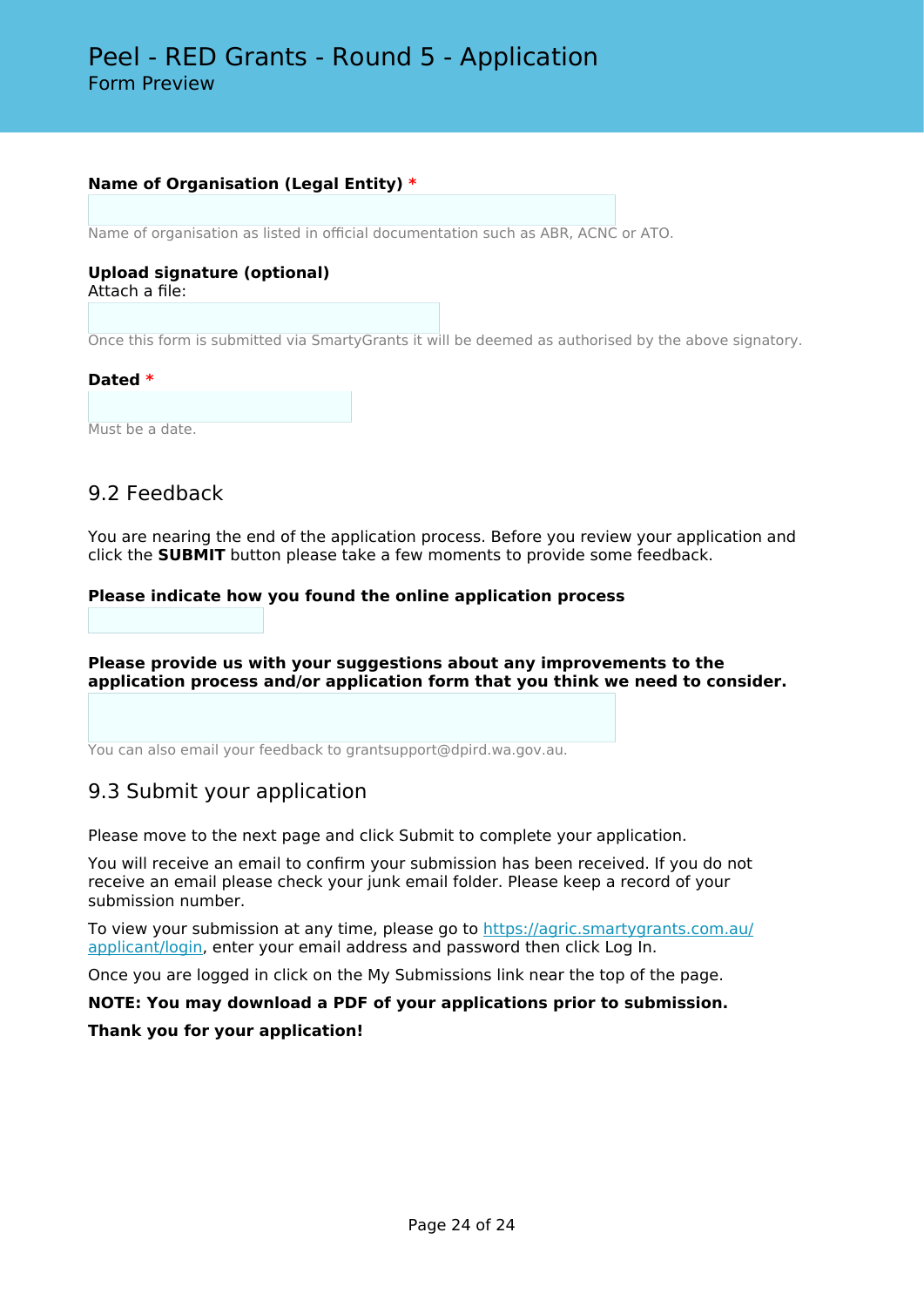**Name of Organisation (Legal Entity) ***

Name of organisation as listed in official documentation such as ABR, ACNC or ATO.

**Upload signature (optional)**
Attach a file:

Once this form is submitted via SmartyGrants it will be deemed as authorised by the above signatory.

**Dated ***

Must be a date.

## 9.2 Feedback

You are nearing the end of the application process. Before you review your application and click the **SUBMIT** button please take a few moments to provide some feedback.

**Please indicate how you found the online application process**

**Please provide us with your suggestions about any improvements to the application process and/or application form that you think we need to consider.**

You can also email your feedback to grantsupport@dpird.wa.gov.au.

## 9.3 Submit your application

Please move to the next page and click Submit to complete your application.

You will receive an email to confirm your submission has been received. If you do not receive an email please check your junk email folder. Please keep a record of your submission number.

To view your submission at any time, please go to [https://agric.smartygrants.com.au/applicant/login](https://agric.smartygrants.com.au/applicant/login), enter your email address and password then click Log In.

Once you are logged in click on the My Submissions link near the top of the page.

**NOTE: You may download a PDF of your applications prior to submission.**

**Thank you for your application!**